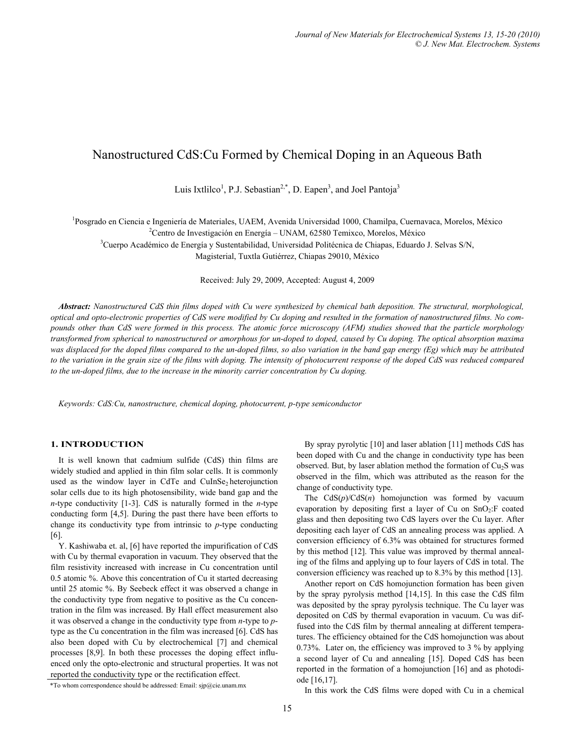# Nanostructured CdS:Cu Formed by Chemical Doping in an Aqueous Bath

Luis Ixtlilco[1], P.J. Sebastian[2,*], D. Eapen[3], and Joel Pantoja[3]

[1]Posgrado en Ciencia e Ingeniería de Materiales, UAEM, Avenida Universidad 1000, Chamilpa, Cuernavaca, Morelos, México
[2]Centro de Investigación en Energía – UNAM, 62580 Temixco, Morelos, México
[3]Cuerpo Académico de Energía y Sustentabilidad, Universidad Politécnica de Chiapas, Eduardo J. Selvas S/N, Magisterial, Tuxtla Gutiérrez, Chiapas 29010, México

Received: July 29, 2009, Accepted: August 4, 2009

***Abstract:*** *Nanostructured CdS thin films doped with Cu were synthesized by chemical bath deposition. The structural, morphological, optical and opto-electronic properties of CdS were modified by Cu doping and resulted in the formation of nanostructured films. No compounds other than CdS were formed in this process. The atomic force microscopy (AFM) studies showed that the particle morphology transformed from spherical to nanostructured or amorphous for un-doped to doped, caused by Cu doping. The optical absorption maxima was displaced for the doped films compared to the un-doped films, so also variation in the band gap energy (Eg) which may be attributed to the variation in the grain size of the films with doping. The intensity of photocurrent response of the doped CdS was reduced compared to the un-doped films, due to the increase in the minority carrier concentration by Cu doping.*

*Keywords: CdS:Cu, nanostructure, chemical doping, photocurrent, p-type semiconductor*

## 1. INTRODUCTION

It is well known that cadmium sulfide (CdS) thin films are widely studied and applied in thin film solar cells. It is commonly used as the window layer in CdTe and $CuInSe_2$ heterojunction solar cells due to its high photosensibility, wide band gap and the *n*-type conductivity [1-3]. CdS is naturally formed in the *n*-type conducting form [4,5]. During the past there have been efforts to change its conductivity type from intrinsic to *p*-type conducting [6].

Y. Kashiwaba et. al, [6] have reported the impurification of CdS with Cu by thermal evaporation in vacuum. They observed that the film resistivity increased with increase in Cu concentration until 0.5 atomic %. Above this concentration of Cu it started decreasing until 25 atomic %. By Seebeck effect it was observed a change in the conductivity type from negative to positive as the Cu concentration in the film was increased. By Hall effect measurement also it was observed a change in the conductivity type from *n*-type to *p*-type as the Cu concentration in the film was increased [6]. CdS has also been doped with Cu by electrochemical [7] and chemical processes [8,9]. In both these processes the doping effect influenced only the opto-electronic and structural properties. It was not reported the conductivity type or the rectification effect.

By spray pyrolytic [10] and laser ablation [11] methods CdS has been doped with Cu and the change in conductivity type has been observed. But, by laser ablation method the formation of $Cu_2S$ was observed in the film, which was attributed as the reason for the change of conductivity type.

The CdS(*p*)/CdS(*n*) homojunction was formed by vacuum evaporation by depositing first a layer of Cu on $SnO_2$:F coated glass and then depositing two CdS layers over the Cu layer. After depositing each layer of CdS an annealing process was applied. A conversion efficiency of 6.3% was obtained for structures formed by this method [12]. This value was improved by thermal annealing of the films and applying up to four layers of CdS in total. The conversion efficiency was reached up to 8.3% by this method [13].

Another report on CdS homojunction formation has been given by the spray pyrolysis method [14,15]. In this case the CdS film was deposited by the spray pyrolysis technique. The Cu layer was deposited on CdS by thermal evaporation in vacuum. Cu was diffused into the CdS film by thermal annealing at different temperatures. The efficiency obtained for the CdS homojunction was about 0.73%. Later on, the efficiency was improved to 3 % by applying a second layer of Cu and annealing [15]. Doped CdS has been reported in the formation of a homojunction [16] and as photodiode [16,17].

In this work the CdS films were doped with Cu in a chemical

*To whom correspondence should be addressed: Email: sjp@cie.unam.mx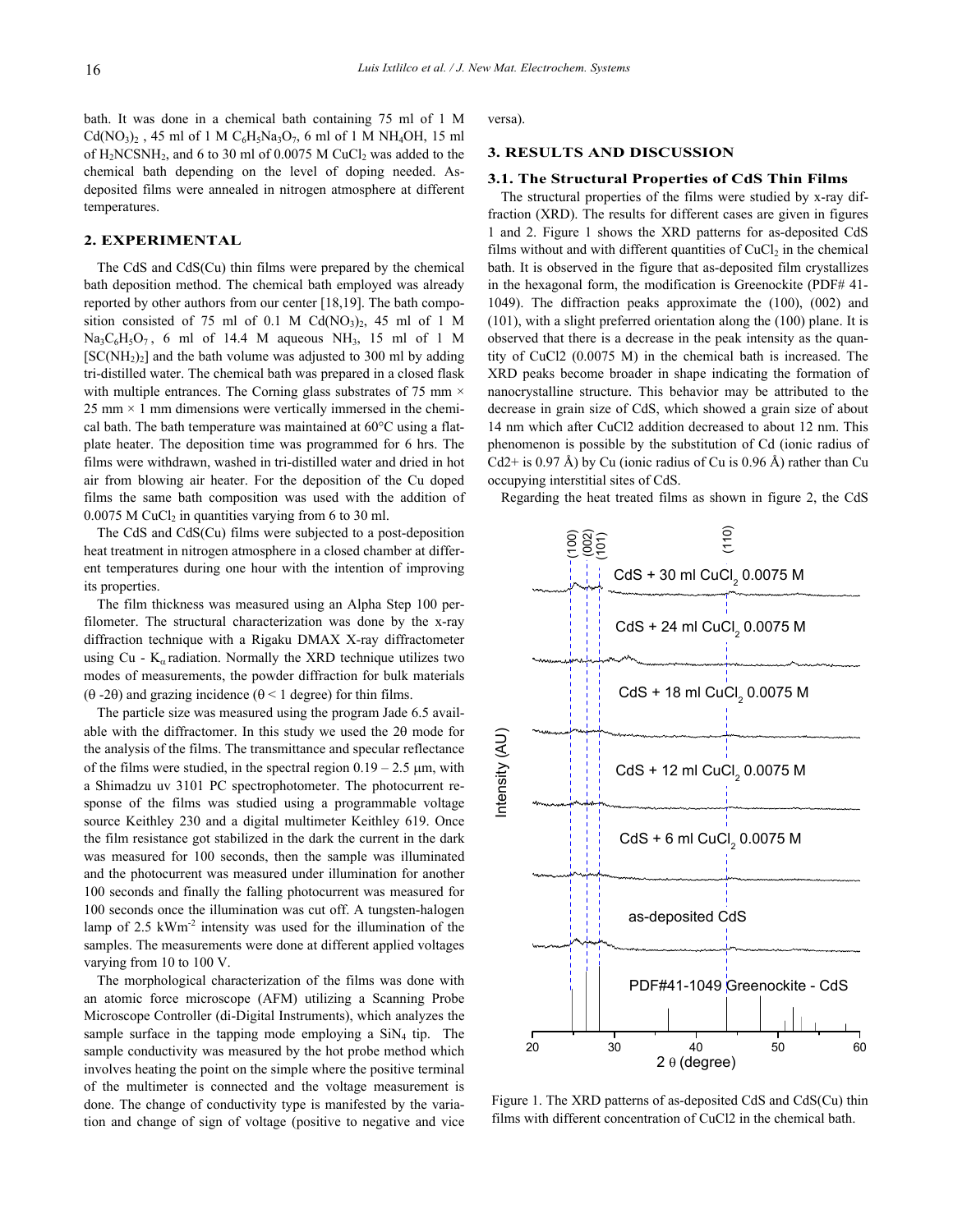bath. It was done in a chemical bath containing 75 ml of 1 M $Cd(NO_3)_2$ , 45 ml of 1 M $C_6H_5Na_3O_7$, 6 ml of 1 M $NH_4OH$, 15 ml of $H_2NCSNH_2$, and 6 to 30 ml of 0.0075 M $CuCl_2$ was added to the chemical bath depending on the level of doping needed. As-deposited films were annealed in nitrogen atmosphere at different temperatures.

## 2. EXPERIMENTAL

The CdS and CdS(Cu) thin films were prepared by the chemical bath deposition method. The chemical bath employed was already reported by other authors from our center [18,19]. The bath composition consisted of 75 ml of 0.1 M $Cd(NO_3)_2$, 45 ml of 1 M $Na_3C_6H_5O_7$ , 6 ml of 14.4 M aqueous $NH_3$, 15 ml of 1 M $[SC(NH_2)_2]$ and the bath volume was adjusted to 300 ml by adding tri-distilled water. The chemical bath was prepared in a closed flask with multiple entrances. The Corning glass substrates of 75 mm × 25 mm × 1 mm dimensions were vertically immersed in the chemical bath. The bath temperature was maintained at 60°C using a flat-plate heater. The deposition time was programmed for 6 hrs. The films were withdrawn, washed in tri-distilled water and dried in hot air from blowing air heater. For the deposition of the Cu doped films the same bath composition was used with the addition of 0.0075 M $CuCl_2$ in quantities varying from 6 to 30 ml.

The CdS and CdS(Cu) films were subjected to a post-deposition heat treatment in nitrogen atmosphere in a closed chamber at different temperatures during one hour with the intention of improving its properties.

The film thickness was measured using an Alpha Step 100 perfilometer. The structural characterization was done by the x-ray diffraction technique with a Rigaku DMAX X-ray diffractometer using Cu - $K_\alpha$ radiation. Normally the XRD technique utilizes two modes of measurements, the powder diffraction for bulk materials ($\theta$ -2$\theta$) and grazing incidence ($\theta$ < 1 degree) for thin films.

The particle size was measured using the program Jade 6.5 available with the diffractomer. In this study we used the 2θ mode for the analysis of the films. The transmittance and specular reflectance of the films were studied, in the spectral region 0.19 – 2.5 μm, with a Shimadzu uv 3101 PC spectrophotometer. The photocurrent response of the films was studied using a programmable voltage source Keithley 230 and a digital multimeter Keithley 619. Once the film resistance got stabilized in the dark the current in the dark was measured for 100 seconds, then the sample was illuminated and the photocurrent was measured under illumination for another 100 seconds and finally the falling photocurrent was measured for 100 seconds once the illumination was cut off. A tungsten-halogen lamp of 2.5 $kWm^{-2}$ intensity was used for the illumination of the samples. The measurements were done at different applied voltages varying from 10 to 100 V.

The morphological characterization of the films was done with an atomic force microscope (AFM) utilizing a Scanning Probe Microscope Controller (di-Digital Instruments), which analyzes the sample surface in the tapping mode employing a $SiN_4$ tip. The sample conductivity was measured by the hot probe method which involves heating the point on the simple where the positive terminal of the multimeter is connected and the voltage measurement is done. The change of conductivity type is manifested by the variation and change of sign of voltage (positive to negative and vice versa).

## 3. RESULTS AND DISCUSSION

### 3.1. The Structural Properties of CdS Thin Films

The structural properties of the films were studied by x-ray diffraction (XRD). The results for different cases are given in figures 1 and 2. Figure 1 shows the XRD patterns for as-deposited CdS films without and with different quantities of $CuCl_2$ in the chemical bath. It is observed in the figure that as-deposited film crystallizes in the hexagonal form, the modification is Greenockite (PDF# 41-1049). The diffraction peaks approximate the (100), (002) and (101), with a slight preferred orientation along the (100) plane. It is observed that there is a decrease in the peak intensity as the quantity of CuCl2 (0.0075 M) in the chemical bath is increased. The XRD peaks become broader in shape indicating the formation of nanocrystalline structure. This behavior may be attributed to the decrease in grain size of CdS, which showed a grain size of about 14 nm which after CuCl2 addition decreased to about 12 nm. This phenomenon is possible by the substitution of Cd (ionic radius of Cd2+ is 0.97 Å) by Cu (ionic radius of Cu is 0.96 Å) rather than Cu occupying interstitial sites of CdS.

Regarding the heat treated films as shown in figure 2, the CdS

Figure 1. The XRD patterns of as-deposited CdS and CdS(Cu) thin films with different concentration of CuCl2 in the chemical bath.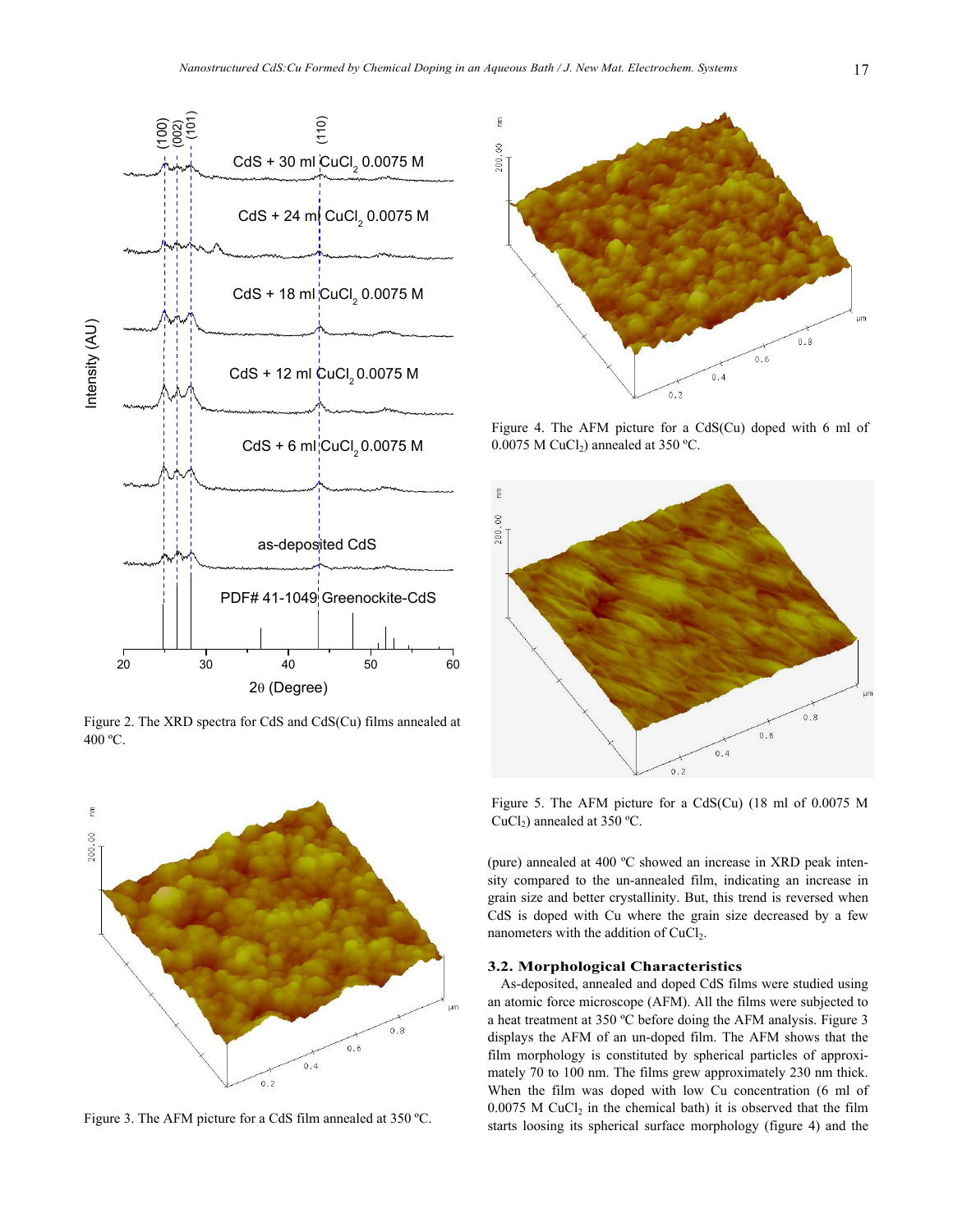Figure 2. The XRD spectra for CdS and CdS(Cu) films annealed at 400 ºC.

Figure 3. The AFM picture for a CdS film annealed at 350 ºC.

Figure 4. The AFM picture for a CdS(Cu) doped with 6 ml of 0.0075 M $CuCl_2$) annealed at 350 ºC.

Figure 5. The AFM picture for a CdS(Cu) (18 ml of 0.0075 M $CuCl_2$) annealed at 350 ºC.

(pure) annealed at 400 ºC showed an increase in XRD peak intensity compared to the un-annealed film, indicating an increase in grain size and better crystallinity. But, this trend is reversed when CdS is doped with Cu where the grain size decreased by a few nanometers with the addition of $CuCl_2$.

### 3.2. Morphological Characteristics

As-deposited, annealed and doped CdS films were studied using an atomic force microscope (AFM). All the films were subjected to a heat treatment at 350 ºC before doing the AFM analysis. Figure 3 displays the AFM of an un-doped film. The AFM shows that the film morphology is constituted by spherical particles of approximately 70 to 100 nm. The films grew approximately 230 nm thick. When the film was doped with low Cu concentration (6 ml of 0.0075 M $CuCl_2$ in the chemical bath) it is observed that the film starts loosing its spherical surface morphology (figure 4) and the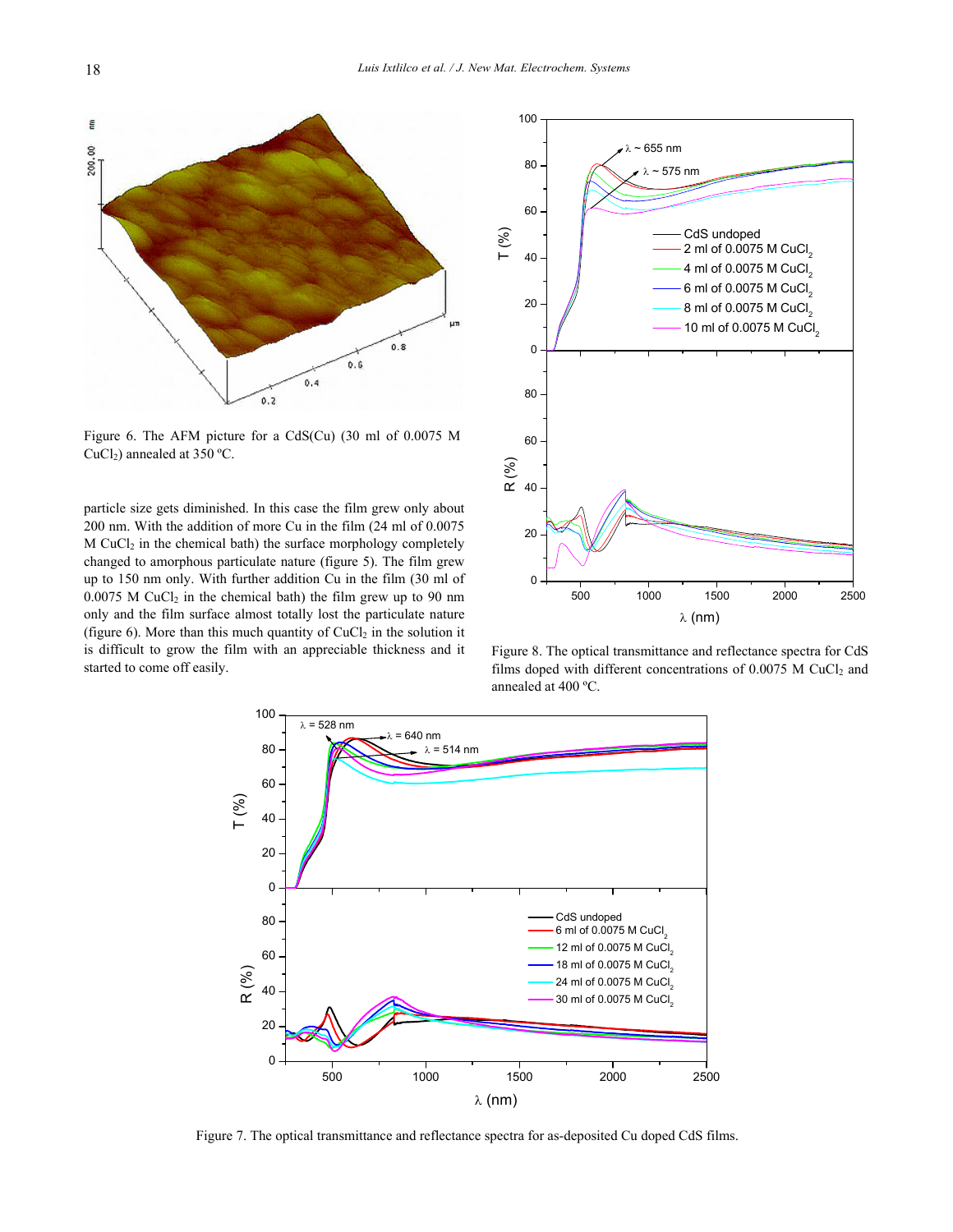Figure 6. The AFM picture for a CdS(Cu) (30 ml of 0.0075 M $CuCl_2$) annealed at 350 ºC.

particle size gets diminished. In this case the film grew only about 200 nm. With the addition of more Cu in the film (24 ml of 0.0075 M $CuCl_2$ in the chemical bath) the surface morphology completely changed to amorphous particulate nature (figure 5). The film grew up to 150 nm only. With further addition Cu in the film (30 ml of 0.0075 M $CuCl_2$ in the chemical bath) the film grew up to 90 nm only and the film surface almost totally lost the particulate nature (figure 6). More than this much quantity of $CuCl_2$ in the solution it is difficult to grow the film with an appreciable thickness and it started to come off easily.

Figure 8. The optical transmittance and reflectance spectra for CdS films doped with different concentrations of 0.0075 M $CuCl_2$ and annealed at 400 ºC.

Figure 7. The optical transmittance and reflectance spectra for as-deposited Cu doped CdS films.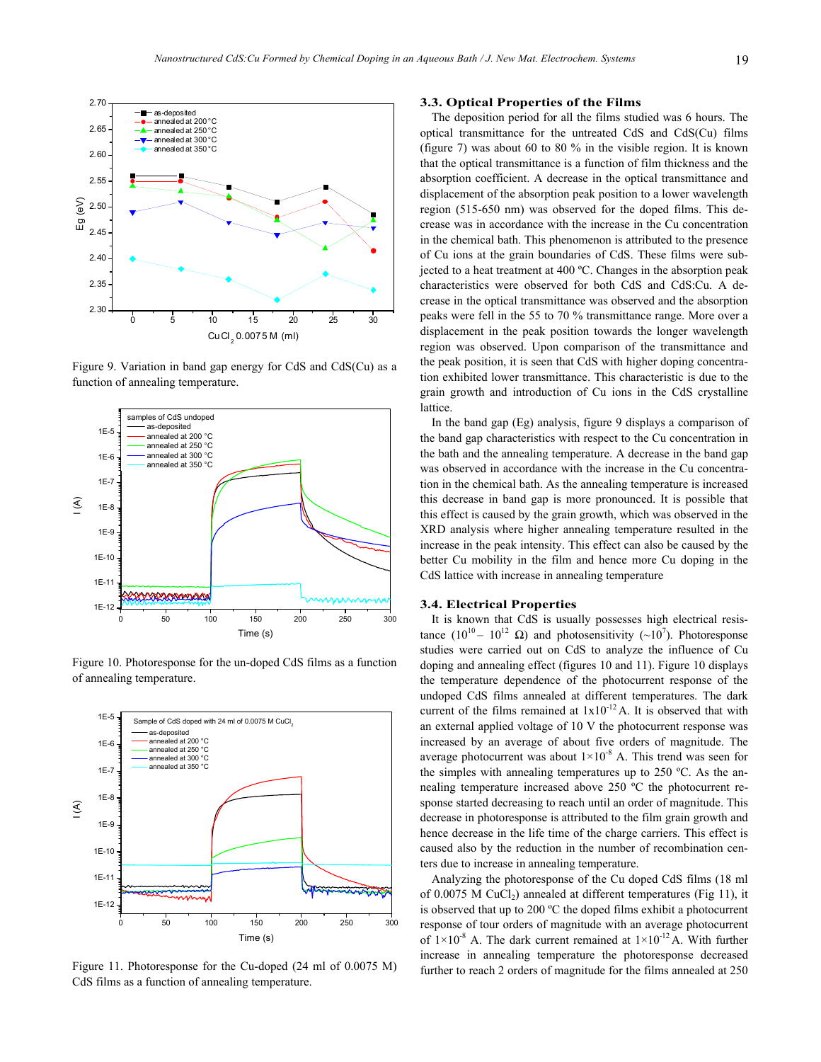Figure 9. Variation in band gap energy for CdS and CdS(Cu) as a function of annealing temperature.

Figure 10. Photoresponse for the un-doped CdS films as a function of annealing temperature.

Figure 11. Photoresponse for the Cu-doped (24 ml of 0.0075 M) CdS films as a function of annealing temperature.

### 3.3. Optical Properties of the Films

The deposition period for all the films studied was 6 hours. The optical transmittance for the untreated CdS and CdS(Cu) films (figure 7) was about 60 to 80 % in the visible region. It is known that the optical transmittance is a function of film thickness and the absorption coefficient. A decrease in the optical transmittance and displacement of the absorption peak position to a lower wavelength region (515-650 nm) was observed for the doped films. This decrease was in accordance with the increase in the Cu concentration in the chemical bath. This phenomenon is attributed to the presence of Cu ions at the grain boundaries of CdS. These films were subjected to a heat treatment at 400 ºC. Changes in the absorption peak characteristics were observed for both CdS and CdS:Cu. A decrease in the optical transmittance was observed and the absorption peaks were fell in the 55 to 70 % transmittance range. More over a displacement in the peak position towards the longer wavelength region was observed. Upon comparison of the transmittance and the peak position, it is seen that CdS with higher doping concentration exhibited lower transmittance. This characteristic is due to the grain growth and introduction of Cu ions in the CdS crystalline lattice.

In the band gap (Eg) analysis, figure 9 displays a comparison of the band gap characteristics with respect to the Cu concentration in the bath and the annealing temperature. A decrease in the band gap was observed in accordance with the increase in the Cu concentration in the chemical bath. As the annealing temperature is increased this decrease in band gap is more pronounced. It is possible that this effect is caused by the grain growth, which was observed in the XRD analysis where higher annealing temperature resulted in the increase in the peak intensity. This effect can also be caused by the better Cu mobility in the film and hence more Cu doping in the CdS lattice with increase in annealing temperature

### 3.4. Electrical Properties

It is known that CdS is usually possesses high electrical resistance ($10^{10}$ – $10^{12}$ Ω) and photosensitivity (~$10^{7}$). Photoresponse studies were carried out on CdS to analyze the influence of Cu doping and annealing effect (figures 10 and 11). Figure 10 displays the temperature dependence of the photocurrent response of the undoped CdS films annealed at different temperatures. The dark current of the films remained at $1x10^{-12}$ A. It is observed that with an external applied voltage of 10 V the photocurrent response was increased by an average of about five orders of magnitude. The average photocurrent was about $1\times10^{-8}$ A. This trend was seen for the simples with annealing temperatures up to 250 ºC. As the annealing temperature increased above 250 ºC the photocurrent response started decreasing to reach until an order of magnitude. This decrease in photoresponse is attributed to the film grain growth and hence decrease in the life time of the charge carriers. This effect is caused also by the reduction in the number of recombination centers due to increase in annealing temperature.

Analyzing the photoresponse of the Cu doped CdS films (18 ml of 0.0075 M $CuCl_2$) annealed at different temperatures (Fig 11), it is observed that up to 200 ºC the doped films exhibit a photocurrent response of tour orders of magnitude with an average photocurrent of $1\times10^{-8}$ A. The dark current remained at $1\times10^{-12}$ A. With further increase in annealing temperature the photoresponse decreased further to reach 2 orders of magnitude for the films annealed at 250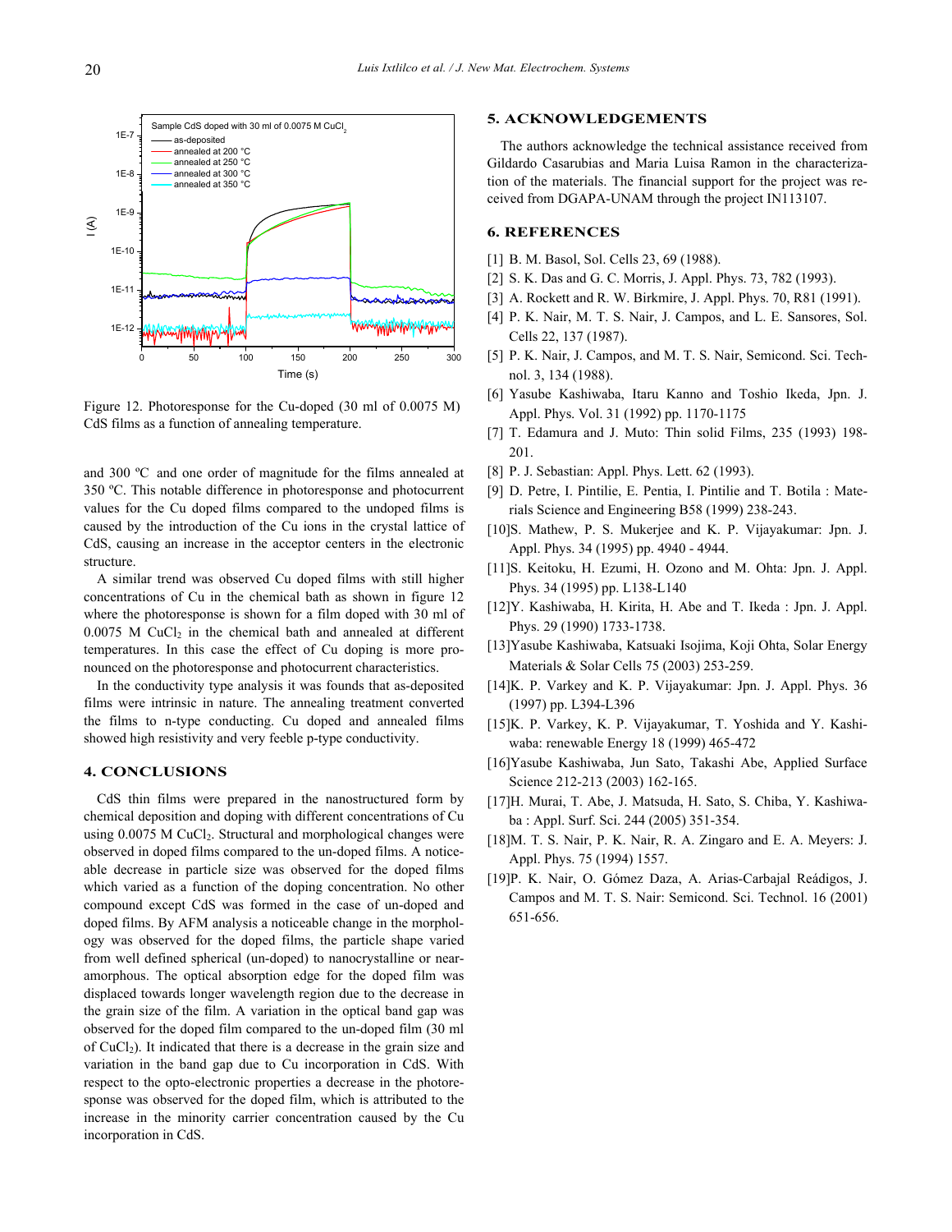Sample CdS doped with 30 ml of 0.0075 M $CuCl_2$

as-deposited

annealed at 200 °C

annealed at 250 °C

annealed at 300 °C

annealed at 350 °C

I (A)

1E-7

1E-8

1E-9

1E-10

1E-11

1E-12

0 50 100 150 200 250 300

Time (s)

Figure 12. Photoresponse for the Cu-doped (30 ml of 0.0075 M) CdS films as a function of annealing temperature.

and 300 ºC and one order of magnitude for the films annealed at 350 ºC. This notable difference in photoresponse and photocurrent values for the Cu doped films compared to the undoped films is caused by the introduction of the Cu ions in the crystal lattice of CdS, causing an increase in the acceptor centers in the electronic structure.

A similar trend was observed Cu doped films with still higher concentrations of Cu in the chemical bath as shown in figure 12 where the photoresponse is shown for a film doped with 30 ml of 0.0075 M $CuCl_2$ in the chemical bath and annealed at different temperatures. In this case the effect of Cu doping is more pronounced on the photoresponse and photocurrent characteristics.

In the conductivity type analysis it was founds that as-deposited films were intrinsic in nature. The annealing treatment converted the films to n-type conducting. Cu doped and annealed films showed high resistivity and very feeble p-type conductivity.

## 4. CONCLUSIONS

CdS thin films were prepared in the nanostructured form by chemical deposition and doping with different concentrations of Cu using 0.0075 M $CuCl_2$. Structural and morphological changes were observed in doped films compared to the un-doped films. A noticeable decrease in particle size was observed for the doped films which varied as a function of the doping concentration. No other compound except CdS was formed in the case of un-doped and doped films. By AFM analysis a noticeable change in the morphology was observed for the doped films, the particle shape varied from well defined spherical (un-doped) to nanocrystalline or near-amorphous. The optical absorption edge for the doped film was displaced towards longer wavelength region due to the decrease in the grain size of the film. A variation in the optical band gap was observed for the doped film compared to the un-doped film (30 ml of $CuCl_2$). It indicated that there is a decrease in the grain size and variation in the band gap due to Cu incorporation in CdS. With respect to the opto-electronic properties a decrease in the photoresponse was observed for the doped film, which is attributed to the increase in the minority carrier concentration caused by the Cu incorporation in CdS.

## 5. ACKNOWLEDGEMENTS

The authors acknowledge the technical assistance received from Gildardo Casarubias and Maria Luisa Ramon in the characterization of the materials. The financial support for the project was received from DGAPA-UNAM through the project IN113107.

## 6. REFERENCES

[1] B. M. Basol, Sol. Cells 23, 69 (1988).

[2] S. K. Das and G. C. Morris, J. Appl. Phys. 73, 782 (1993).

[3] A. Rockett and R. W. Birkmire, J. Appl. Phys. 70, R81 (1991).

[4] P. K. Nair, M. T. S. Nair, J. Campos, and L. E. Sansores, Sol. Cells 22, 137 (1987).

[5] P. K. Nair, J. Campos, and M. T. S. Nair, Semicond. Sci. Technol. 3, 134 (1988).

[6] Yasube Kashiwaba, Itaru Kanno and Toshio Ikeda, Jpn. J. Appl. Phys. Vol. 31 (1992) pp. 1170-1175

[7] T. Edamura and J. Muto: Thin solid Films, 235 (1993) 198-201.

[8] P. J. Sebastian: Appl. Phys. Lett. 62 (1993).

[9] D. Petre, I. Pintilie, E. Pentia, I. Pintilie and T. Botila : Materials Science and Engineering B58 (1999) 238-243.

[10]S. Mathew, P. S. Mukerjee and K. P. Vijayakumar: Jpn. J. Appl. Phys. 34 (1995) pp. 4940 - 4944.

[11]S. Keitoku, H. Ezumi, H. Ozono and M. Ohta: Jpn. J. Appl. Phys. 34 (1995) pp. L138-L140

[12]Y. Kashiwaba, H. Kirita, H. Abe and T. Ikeda : Jpn. J. Appl. Phys. 29 (1990) 1733-1738.

[13]Yasube Kashiwaba, Katsuaki Isojima, Koji Ohta, Solar Energy Materials & Solar Cells 75 (2003) 253-259.

[14]K. P. Varkey and K. P. Vijayakumar: Jpn. J. Appl. Phys. 36 (1997) pp. L394-L396

[15]K. P. Varkey, K. P. Vijayakumar, T. Yoshida and Y. Kashiwaba: renewable Energy 18 (1999) 465-472

[16]Yasube Kashiwaba, Jun Sato, Takashi Abe, Applied Surface Science 212-213 (2003) 162-165.

[17]H. Murai, T. Abe, J. Matsuda, H. Sato, S. Chiba, Y. Kashiwaba : Appl. Surf. Sci. 244 (2005) 351-354.

[18]M. T. S. Nair, P. K. Nair, R. A. Zingaro and E. A. Meyers: J. Appl. Phys. 75 (1994) 1557.

[19]P. K. Nair, O. Gómez Daza, A. Arias-Carbajal Reádigos, J. Campos and M. T. S. Nair: Semicond. Sci. Technol. 16 (2001) 651-656.